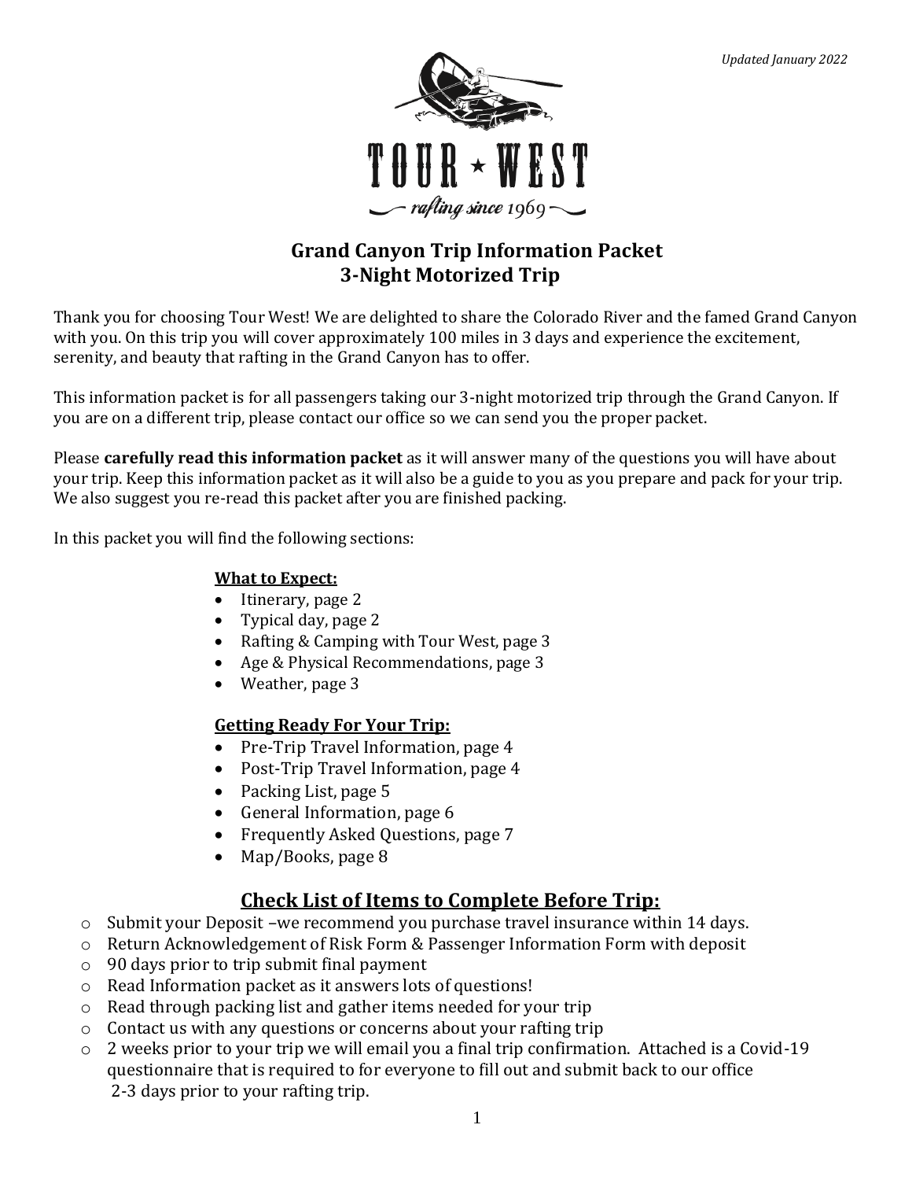*Updated January 2022*

TOUR ★ WEST

rafting since 1969

# Grand Canyon Trip Information Packet
## 3-Night Motorized Trip

Thank you for choosing Tour West! We are delighted to share the Colorado River and the famed Grand Canyon with you. On this trip you will cover approximately 100 miles in 3 days and experience the excitement, serenity, and beauty that rafting in the Grand Canyon has to offer.

This information packet is for all passengers taking our 3-night motorized trip through the Grand Canyon. If you are on a different trip, please contact our office so we can send you the proper packet.

Please **carefully read this information packet** as it will answer many of the questions you will have about your trip. Keep this information packet as it will also be a guide to you as you prepare and pack for your trip. We also suggest you re-read this packet after you are finished packing.

In this packet you will find the following sections:

**What to Expect:**

- Itinerary, page 2
- Typical day, page 2
- Rafting & Camping with Tour West, page 3
- Age & Physical Recommendations, page 3
- Weather, page 3

**Getting Ready For Your Trip:**

- Pre-Trip Travel Information, page 4
- Post-Trip Travel Information, page 4
- Packing List, page 5
- General Information, page 6
- Frequently Asked Questions, page 7
- Map/Books, page 8

## Check List of Items to Complete Before Trip:

- Submit your Deposit –we recommend you purchase travel insurance within 14 days.
- Return Acknowledgement of Risk Form & Passenger Information Form with deposit
- 90 days prior to trip submit final payment
- Read Information packet as it answers lots of questions!
- Read through packing list and gather items needed for your trip
- Contact us with any questions or concerns about your rafting trip
- 2 weeks prior to your trip we will email you a final trip confirmation. Attached is a Covid-19 questionnaire that is required to for everyone to fill out and submit back to our office 2-3 days prior to your rafting trip.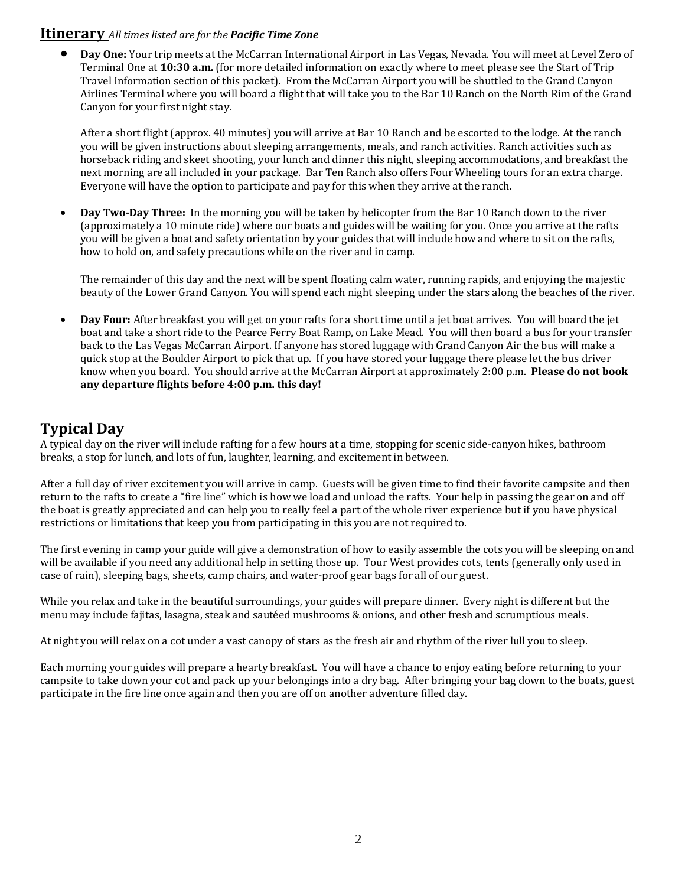## Itinerary *All times listed are for the **Pacific Time Zone***

- **Day One:** Your trip meets at the McCarran International Airport in Las Vegas, Nevada. You will meet at Level Zero of Terminal One at **10:30 a.m.** (for more detailed information on exactly where to meet please see the Start of Trip Travel Information section of this packet). From the McCarran Airport you will be shuttled to the Grand Canyon Airlines Terminal where you will board a flight that will take you to the Bar 10 Ranch on the North Rim of the Grand Canyon for your first night stay.

  After a short flight (approx. 40 minutes) you will arrive at Bar 10 Ranch and be escorted to the lodge. At the ranch you will be given instructions about sleeping arrangements, meals, and ranch activities. Ranch activities such as horseback riding and skeet shooting, your lunch and dinner this night, sleeping accommodations, and breakfast the next morning are all included in your package. Bar Ten Ranch also offers Four Wheeling tours for an extra charge. Everyone will have the option to participate and pay for this when they arrive at the ranch.

- **Day Two-Day Three:** In the morning you will be taken by helicopter from the Bar 10 Ranch down to the river (approximately a 10 minute ride) where our boats and guides will be waiting for you. Once you arrive at the rafts you will be given a boat and safety orientation by your guides that will include how and where to sit on the rafts, how to hold on, and safety precautions while on the river and in camp.

  The remainder of this day and the next will be spent floating calm water, running rapids, and enjoying the majestic beauty of the Lower Grand Canyon. You will spend each night sleeping under the stars along the beaches of the river.

- **Day Four:** After breakfast you will get on your rafts for a short time until a jet boat arrives. You will board the jet boat and take a short ride to the Pearce Ferry Boat Ramp, on Lake Mead. You will then board a bus for your transfer back to the Las Vegas McCarran Airport. If anyone has stored luggage with Grand Canyon Air the bus will make a quick stop at the Boulder Airport to pick that up. If you have stored your luggage there please let the bus driver know when you board. You should arrive at the McCarran Airport at approximately 2:00 p.m. **Please do not book any departure flights before 4:00 p.m. this day!**

## Typical Day

A typical day on the river will include rafting for a few hours at a time, stopping for scenic side-canyon hikes, bathroom breaks, a stop for lunch, and lots of fun, laughter, learning, and excitement in between.

After a full day of river excitement you will arrive in camp. Guests will be given time to find their favorite campsite and then return to the rafts to create a "fire line" which is how we load and unload the rafts. Your help in passing the gear on and off the boat is greatly appreciated and can help you to really feel a part of the whole river experience but if you have physical restrictions or limitations that keep you from participating in this you are not required to.

The first evening in camp your guide will give a demonstration of how to easily assemble the cots you will be sleeping on and will be available if you need any additional help in setting those up. Tour West provides cots, tents (generally only used in case of rain), sleeping bags, sheets, camp chairs, and water-proof gear bags for all of our guest.

While you relax and take in the beautiful surroundings, your guides will prepare dinner. Every night is different but the menu may include fajitas, lasagna, steak and sautéed mushrooms & onions, and other fresh and scrumptious meals.

At night you will relax on a cot under a vast canopy of stars as the fresh air and rhythm of the river lull you to sleep.

Each morning your guides will prepare a hearty breakfast. You will have a chance to enjoy eating before returning to your campsite to take down your cot and pack up your belongings into a dry bag. After bringing your bag down to the boats, guest participate in the fire line once again and then you are off on another adventure filled day.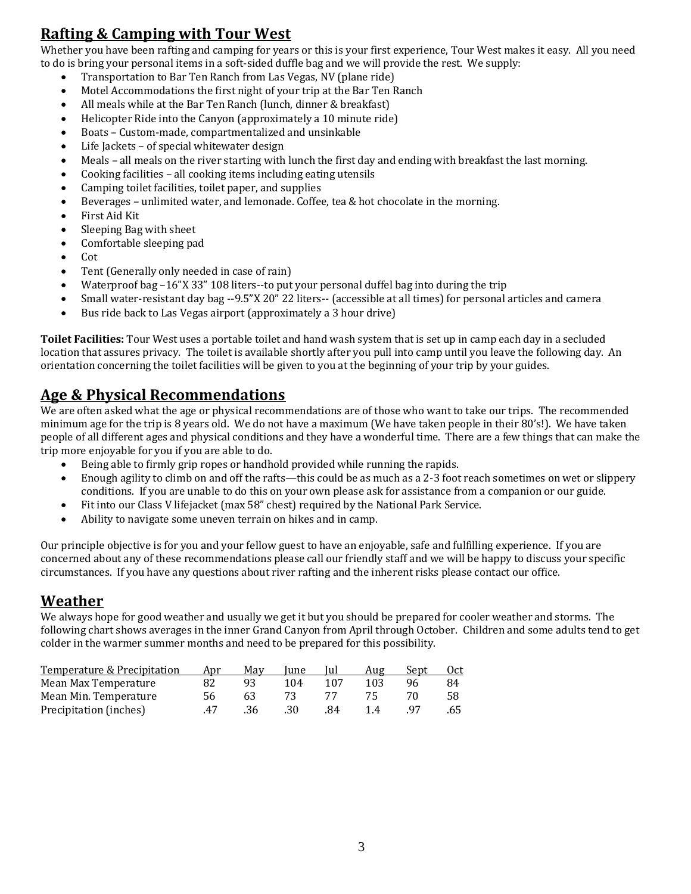## Rafting & Camping with Tour West

Whether you have been rafting and camping for years or this is your first experience, Tour West makes it easy. All you need to do is bring your personal items in a soft-sided duffle bag and we will provide the rest. We supply:

- Transportation to Bar Ten Ranch from Las Vegas, NV (plane ride)
- Motel Accommodations the first night of your trip at the Bar Ten Ranch
- All meals while at the Bar Ten Ranch (lunch, dinner & breakfast)
- Helicopter Ride into the Canyon (approximately a 10 minute ride)
- Boats – Custom-made, compartmentalized and unsinkable
- Life Jackets – of special whitewater design
- Meals – all meals on the river starting with lunch the first day and ending with breakfast the last morning.
- Cooking facilities – all cooking items including eating utensils
- Camping toilet facilities, toilet paper, and supplies
- Beverages – unlimited water, and lemonade. Coffee, tea & hot chocolate in the morning.
- First Aid Kit
- Sleeping Bag with sheet
- Comfortable sleeping pad
- Cot
- Tent (Generally only needed in case of rain)
- Waterproof bag –16"X 33" 108 liters--to put your personal duffel bag into during the trip
- Small water-resistant day bag --9.5"X 20" 22 liters-- (accessible at all times) for personal articles and camera
- Bus ride back to Las Vegas airport (approximately a 3 hour drive)

**Toilet Facilities:** Tour West uses a portable toilet and hand wash system that is set up in camp each day in a secluded location that assures privacy. The toilet is available shortly after you pull into camp until you leave the following day. An orientation concerning the toilet facilities will be given to you at the beginning of your trip by your guides.

## Age & Physical Recommendations

We are often asked what the age or physical recommendations are of those who want to take our trips. The recommended minimum age for the trip is 8 years old. We do not have a maximum (We have taken people in their 80's!). We have taken people of all different ages and physical conditions and they have a wonderful time. There are a few things that can make the trip more enjoyable for you if you are able to do.

- Being able to firmly grip ropes or handhold provided while running the rapids.
- Enough agility to climb on and off the rafts—this could be as much as a 2-3 foot reach sometimes on wet or slippery conditions. If you are unable to do this on your own please ask for assistance from a companion or our guide.
- Fit into our Class V lifejacket (max 58" chest) required by the National Park Service.
- Ability to navigate some uneven terrain on hikes and in camp.

Our principle objective is for you and your fellow guest to have an enjoyable, safe and fulfilling experience. If you are concerned about any of these recommendations please call our friendly staff and we will be happy to discuss your specific circumstances. If you have any questions about river rafting and the inherent risks please contact our office.

## Weather

We always hope for good weather and usually we get it but you should be prepared for cooler weather and storms. The following chart shows averages in the inner Grand Canyon from April through October. Children and some adults tend to get colder in the warmer summer months and need to be prepared for this possibility.

| Temperature & Precipitation | Apr | May | June | Jul | Aug | Sept | Oct |
|---|---|---|---|---|---|---|---|
| Mean Max Temperature | 82 | 93 | 104 | 107 | 103 | 96 | 84 |
| Mean Min. Temperature | 56 | 63 | 73 | 77 | 75 | 70 | 58 |
| Precipitation (inches) | .47 | .36 | .30 | .84 | 1.4 | .97 | .65 |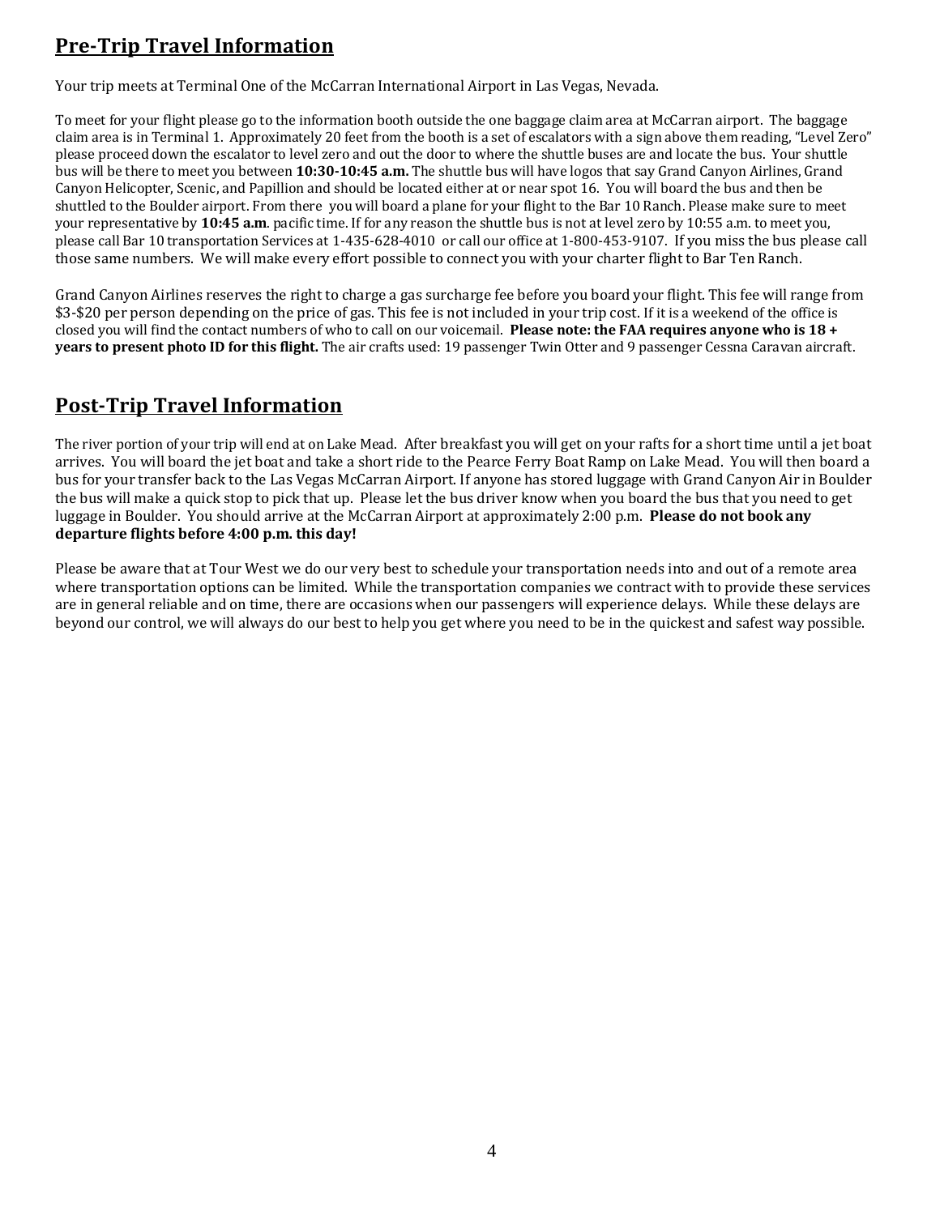## Pre-Trip Travel Information

Your trip meets at Terminal One of the McCarran International Airport in Las Vegas, Nevada.

To meet for your flight please go to the information booth outside the one baggage claim area at McCarran airport. The baggage claim area is in Terminal 1. Approximately 20 feet from the booth is a set of escalators with a sign above them reading, "Level Zero" please proceed down the escalator to level zero and out the door to where the shuttle buses are and locate the bus. Your shuttle bus will be there to meet you between **10:30-10:45 a.m.** The shuttle bus will have logos that say Grand Canyon Airlines, Grand Canyon Helicopter, Scenic, and Papillion and should be located either at or near spot 16. You will board the bus and then be shuttled to the Boulder airport. From there you will board a plane for your flight to the Bar 10 Ranch. Please make sure to meet your representative by **10:45 a.m**. pacific time. If for any reason the shuttle bus is not at level zero by 10:55 a.m. to meet you, please call Bar 10 transportation Services at 1-435-628-4010 or call our office at 1-800-453-9107. If you miss the bus please call those same numbers. We will make every effort possible to connect you with your charter flight to Bar Ten Ranch.

Grand Canyon Airlines reserves the right to charge a gas surcharge fee before you board your flight. This fee will range from $3-$20 per person depending on the price of gas. This fee is not included in your trip cost. If it is a weekend of the office is closed you will find the contact numbers of who to call on our voicemail. **Please note: the FAA requires anyone who is 18 + years to present photo ID for this flight.** The air crafts used: 19 passenger Twin Otter and 9 passenger Cessna Caravan aircraft.

## Post-Trip Travel Information

The river portion of your trip will end at on Lake Mead. After breakfast you will get on your rafts for a short time until a jet boat arrives. You will board the jet boat and take a short ride to the Pearce Ferry Boat Ramp on Lake Mead. You will then board a bus for your transfer back to the Las Vegas McCarran Airport. If anyone has stored luggage with Grand Canyon Air in Boulder the bus will make a quick stop to pick that up. Please let the bus driver know when you board the bus that you need to get luggage in Boulder. You should arrive at the McCarran Airport at approximately 2:00 p.m. **Please do not book any departure flights before 4:00 p.m. this day!**

Please be aware that at Tour West we do our very best to schedule your transportation needs into and out of a remote area where transportation options can be limited. While the transportation companies we contract with to provide these services are in general reliable and on time, there are occasions when our passengers will experience delays. While these delays are beyond our control, we will always do our best to help you get where you need to be in the quickest and safest way possible.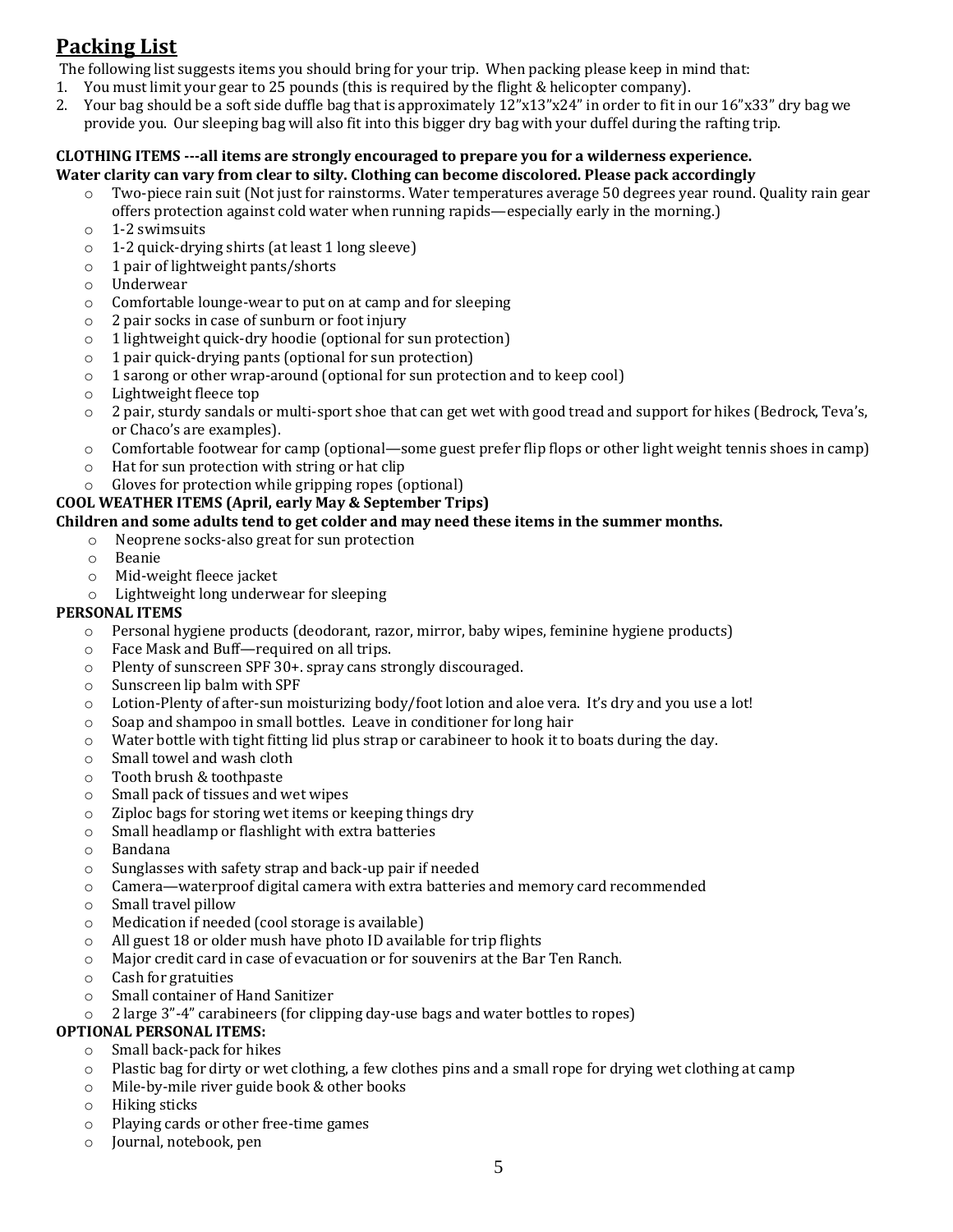## Packing List

The following list suggests items you should bring for your trip. When packing please keep in mind that:

1. You must limit your gear to 25 pounds (this is required by the flight & helicopter company).
2. Your bag should be a soft side duffle bag that is approximately 12"x13"x24" in order to fit in our 16"x33" dry bag we provide you. Our sleeping bag will also fit into this bigger dry bag with your duffel during the rafting trip.

**CLOTHING ITEMS ---all items are strongly encouraged to prepare you for a wilderness experience. Water clarity can vary from clear to silty. Clothing can become discolored. Please pack accordingly**

- Two-piece rain suit (Not just for rainstorms. Water temperatures average 50 degrees year round. Quality rain gear offers protection against cold water when running rapids—especially early in the morning.)
- 1-2 swimsuits
- 1-2 quick-drying shirts (at least 1 long sleeve)
- 1 pair of lightweight pants/shorts
- Underwear
- Comfortable lounge-wear to put on at camp and for sleeping
- 2 pair socks in case of sunburn or foot injury
- 1 lightweight quick-dry hoodie (optional for sun protection)
- 1 pair quick-drying pants (optional for sun protection)
- 1 sarong or other wrap-around (optional for sun protection and to keep cool)
- Lightweight fleece top
- 2 pair, sturdy sandals or multi-sport shoe that can get wet with good tread and support for hikes (Bedrock, Teva's, or Chaco's are examples).
- Comfortable footwear for camp (optional—some guest prefer flip flops or other light weight tennis shoes in camp)
- Hat for sun protection with string or hat clip
- Gloves for protection while gripping ropes (optional)

**COOL WEATHER ITEMS (April, early May & September Trips)**

**Children and some adults tend to get colder and may need these items in the summer months.**

- Neoprene socks-also great for sun protection
- Beanie
- Mid-weight fleece jacket
- Lightweight long underwear for sleeping

**PERSONAL ITEMS**

- Personal hygiene products (deodorant, razor, mirror, baby wipes, feminine hygiene products)
- Face Mask and Buff—required on all trips.
- Plenty of sunscreen SPF 30+. spray cans strongly discouraged.
- Sunscreen lip balm with SPF
- Lotion-Plenty of after-sun moisturizing body/foot lotion and aloe vera. It's dry and you use a lot!
- Soap and shampoo in small bottles. Leave in conditioner for long hair
- Water bottle with tight fitting lid plus strap or carabineer to hook it to boats during the day.
- Small towel and wash cloth
- Tooth brush & toothpaste
- Small pack of tissues and wet wipes
- Ziploc bags for storing wet items or keeping things dry
- Small headlamp or flashlight with extra batteries
- Bandana
- Sunglasses with safety strap and back-up pair if needed
- Camera—waterproof digital camera with extra batteries and memory card recommended
- Small travel pillow
- Medication if needed (cool storage is available)
- All guest 18 or older mush have photo ID available for trip flights
- Major credit card in case of evacuation or for souvenirs at the Bar Ten Ranch.
- Cash for gratuities
- Small container of Hand Sanitizer
- 2 large 3"-4" carabineers (for clipping day-use bags and water bottles to ropes)

**OPTIONAL PERSONAL ITEMS:**

- Small back-pack for hikes
- Plastic bag for dirty or wet clothing, a few clothes pins and a small rope for drying wet clothing at camp
- Mile-by-mile river guide book & other books
- Hiking sticks
- Playing cards or other free-time games
- Journal, notebook, pen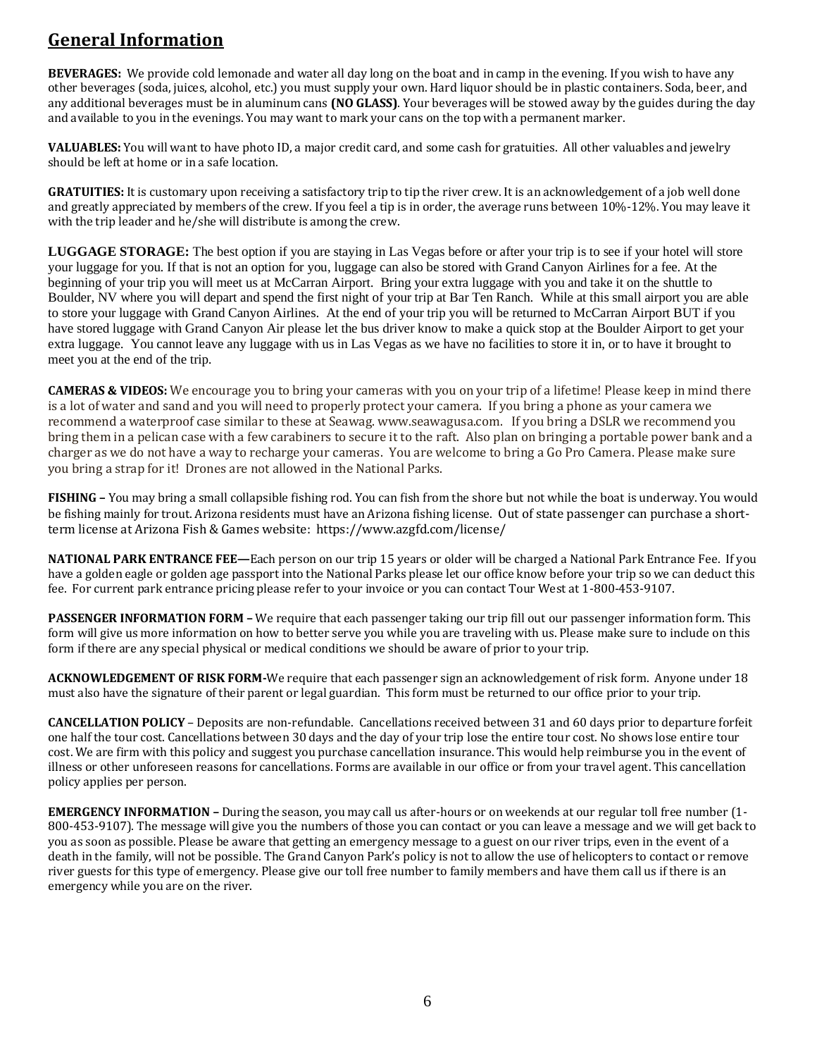## General Information

**BEVERAGES:** We provide cold lemonade and water all day long on the boat and in camp in the evening. If you wish to have any other beverages (soda, juices, alcohol, etc.) you must supply your own. Hard liquor should be in plastic containers. Soda, beer, and any additional beverages must be in aluminum cans **(NO GLASS)**. Your beverages will be stowed away by the guides during the day and available to you in the evenings. You may want to mark your cans on the top with a permanent marker.

**VALUABLES:** You will want to have photo ID, a major credit card, and some cash for gratuities. All other valuables and jewelry should be left at home or in a safe location.

**GRATUITIES:** It is customary upon receiving a satisfactory trip to tip the river crew. It is an acknowledgement of a job well done and greatly appreciated by members of the crew. If you feel a tip is in order, the average runs between 10%-12%. You may leave it with the trip leader and he/she will distribute is among the crew.

**LUGGAGE STORAGE:** The best option if you are staying in Las Vegas before or after your trip is to see if your hotel will store your luggage for you. If that is not an option for you, luggage can also be stored with Grand Canyon Airlines for a fee. At the beginning of your trip you will meet us at McCarran Airport. Bring your extra luggage with you and take it on the shuttle to Boulder, NV where you will depart and spend the first night of your trip at Bar Ten Ranch. While at this small airport you are able to store your luggage with Grand Canyon Airlines. At the end of your trip you will be returned to McCarran Airport BUT if you have stored luggage with Grand Canyon Air please let the bus driver know to make a quick stop at the Boulder Airport to get your extra luggage. You cannot leave any luggage with us in Las Vegas as we have no facilities to store it in, or to have it brought to meet you at the end of the trip.

**CAMERAS & VIDEOS:** We encourage you to bring your cameras with you on your trip of a lifetime! Please keep in mind there is a lot of water and sand and you will need to properly protect your camera. If you bring a phone as your camera we recommend a waterproof case similar to these at Seawag. www.seawagusa.com. If you bring a DSLR we recommend you bring them in a pelican case with a few carabiners to secure it to the raft. Also plan on bringing a portable power bank and a charger as we do not have a way to recharge your cameras. You are welcome to bring a Go Pro Camera. Please make sure you bring a strap for it! Drones are not allowed in the National Parks.

**FISHING –** You may bring a small collapsible fishing rod. You can fish from the shore but not while the boat is underway. You would be fishing mainly for trout. Arizona residents must have an Arizona fishing license. Out of state passenger can purchase a short-term license at Arizona Fish & Games website: https://www.azgfd.com/license/

**NATIONAL PARK ENTRANCE FEE—**Each person on our trip 15 years or older will be charged a National Park Entrance Fee. If you have a golden eagle or golden age passport into the National Parks please let our office know before your trip so we can deduct this fee. For current park entrance pricing please refer to your invoice or you can contact Tour West at 1-800-453-9107.

**PASSENGER INFORMATION FORM –** We require that each passenger taking our trip fill out our passenger information form. This form will give us more information on how to better serve you while you are traveling with us. Please make sure to include on this form if there are any special physical or medical conditions we should be aware of prior to your trip.

**ACKNOWLEDGEMENT OF RISK FORM-**We require that each passenger sign an acknowledgement of risk form. Anyone under 18 must also have the signature of their parent or legal guardian. This form must be returned to our office prior to your trip.

**CANCELLATION POLICY** – Deposits are non-refundable. Cancellations received between 31 and 60 days prior to departure forfeit one half the tour cost. Cancellations between 30 days and the day of your trip lose the entire tour cost. No shows lose entire tour cost. We are firm with this policy and suggest you purchase cancellation insurance. This would help reimburse you in the event of illness or other unforeseen reasons for cancellations. Forms are available in our office or from your travel agent. This cancellation policy applies per person.

**EMERGENCY INFORMATION –** During the season, you may call us after-hours or on weekends at our regular toll free number (1-800-453-9107). The message will give you the numbers of those you can contact or you can leave a message and we will get back to you as soon as possible. Please be aware that getting an emergency message to a guest on our river trips, even in the event of a death in the family, will not be possible. The Grand Canyon Park's policy is not to allow the use of helicopters to contact or remove river guests for this type of emergency. Please give our toll free number to family members and have them call us if there is an emergency while you are on the river.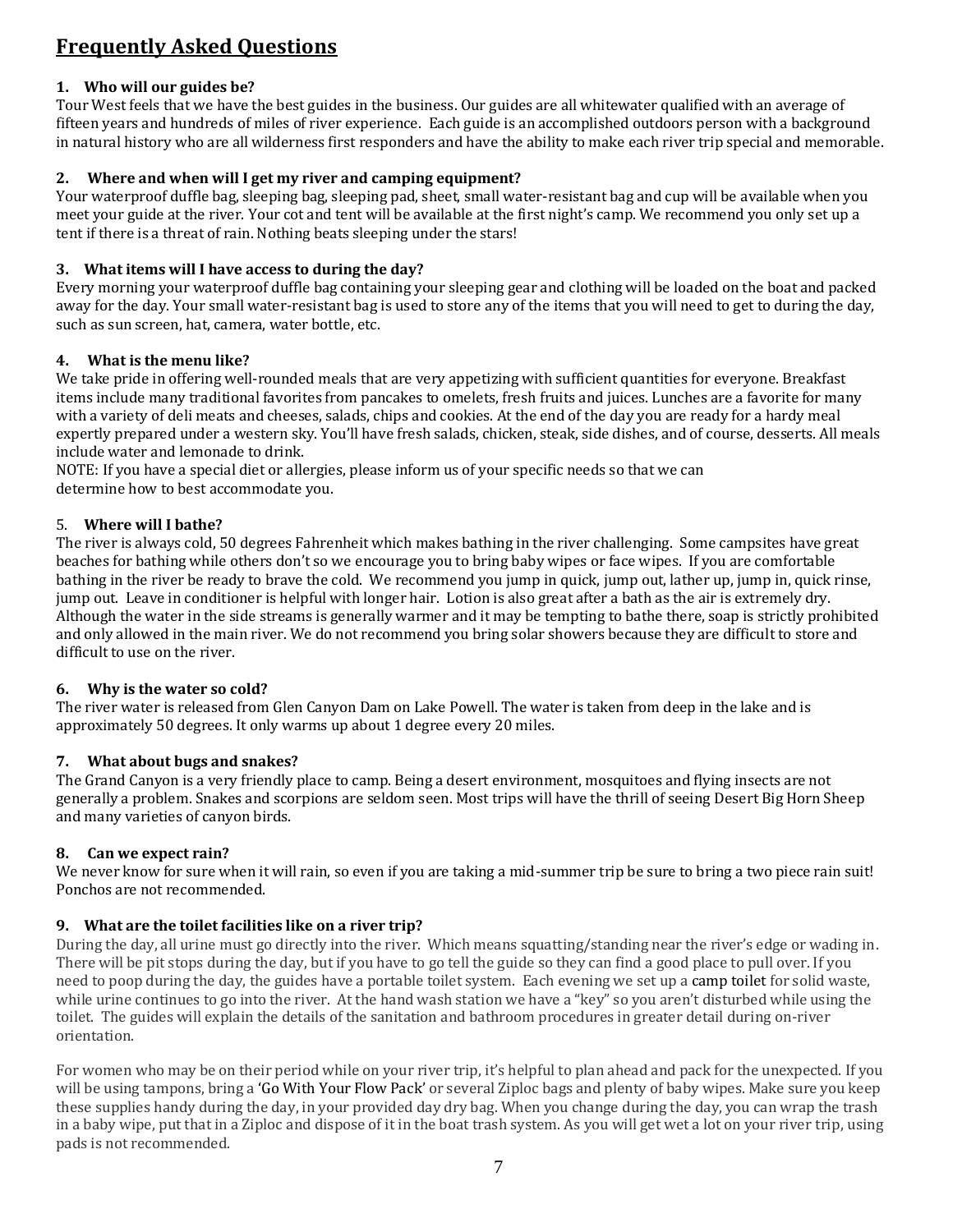## Frequently Asked Questions

### 1. Who will our guides be?

Tour West feels that we have the best guides in the business. Our guides are all whitewater qualified with an average of fifteen years and hundreds of miles of river experience. Each guide is an accomplished outdoors person with a background in natural history who are all wilderness first responders and have the ability to make each river trip special and memorable.

### 2. Where and when will I get my river and camping equipment?

Your waterproof duffle bag, sleeping bag, sleeping pad, sheet, small water-resistant bag and cup will be available when you meet your guide at the river. Your cot and tent will be available at the first night's camp. We recommend you only set up a tent if there is a threat of rain. Nothing beats sleeping under the stars!

### 3. What items will I have access to during the day?

Every morning your waterproof duffle bag containing your sleeping gear and clothing will be loaded on the boat and packed away for the day. Your small water-resistant bag is used to store any of the items that you will need to get to during the day, such as sun screen, hat, camera, water bottle, etc.

### 4. What is the menu like?

We take pride in offering well-rounded meals that are very appetizing with sufficient quantities for everyone. Breakfast items include many traditional favorites from pancakes to omelets, fresh fruits and juices. Lunches are a favorite for many with a variety of deli meats and cheeses, salads, chips and cookies. At the end of the day you are ready for a hardy meal expertly prepared under a western sky. You'll have fresh salads, chicken, steak, side dishes, and of course, desserts. All meals include water and lemonade to drink.

NOTE: If you have a special diet or allergies, please inform us of your specific needs so that we can determine how to best accommodate you.

### 5. Where will I bathe?

The river is always cold, 50 degrees Fahrenheit which makes bathing in the river challenging. Some campsites have great beaches for bathing while others don't so we encourage you to bring baby wipes or face wipes. If you are comfortable bathing in the river be ready to brave the cold. We recommend you jump in quick, jump out, lather up, jump in, quick rinse, jump out. Leave in conditioner is helpful with longer hair. Lotion is also great after a bath as the air is extremely dry. Although the water in the side streams is generally warmer and it may be tempting to bathe there, soap is strictly prohibited and only allowed in the main river. We do not recommend you bring solar showers because they are difficult to store and difficult to use on the river.

### 6. Why is the water so cold?

The river water is released from Glen Canyon Dam on Lake Powell. The water is taken from deep in the lake and is approximately 50 degrees. It only warms up about 1 degree every 20 miles.

### 7. What about bugs and snakes?

The Grand Canyon is a very friendly place to camp. Being a desert environment, mosquitoes and flying insects are not generally a problem. Snakes and scorpions are seldom seen. Most trips will have the thrill of seeing Desert Big Horn Sheep and many varieties of canyon birds.

### 8. Can we expect rain?

We never know for sure when it will rain, so even if you are taking a mid-summer trip be sure to bring a two piece rain suit! Ponchos are not recommended.

### 9. What are the toilet facilities like on a river trip?

During the day, all urine must go directly into the river. Which means squatting/standing near the river's edge or wading in. There will be pit stops during the day, but if you have to go tell the guide so they can find a good place to pull over. If you need to poop during the day, the guides have a portable toilet system. Each evening we set up a camp toilet for solid waste, while urine continues to go into the river. At the hand wash station we have a "key" so you aren't disturbed while using the toilet. The guides will explain the details of the sanitation and bathroom procedures in greater detail during on-river orientation.

For women who may be on their period while on your river trip, it's helpful to plan ahead and pack for the unexpected. If you will be using tampons, bring a 'Go With Your Flow Pack' or several Ziploc bags and plenty of baby wipes. Make sure you keep these supplies handy during the day, in your provided day dry bag. When you change during the day, you can wrap the trash in a baby wipe, put that in a Ziploc and dispose of it in the boat trash system. As you will get wet a lot on your river trip, using pads is not recommended.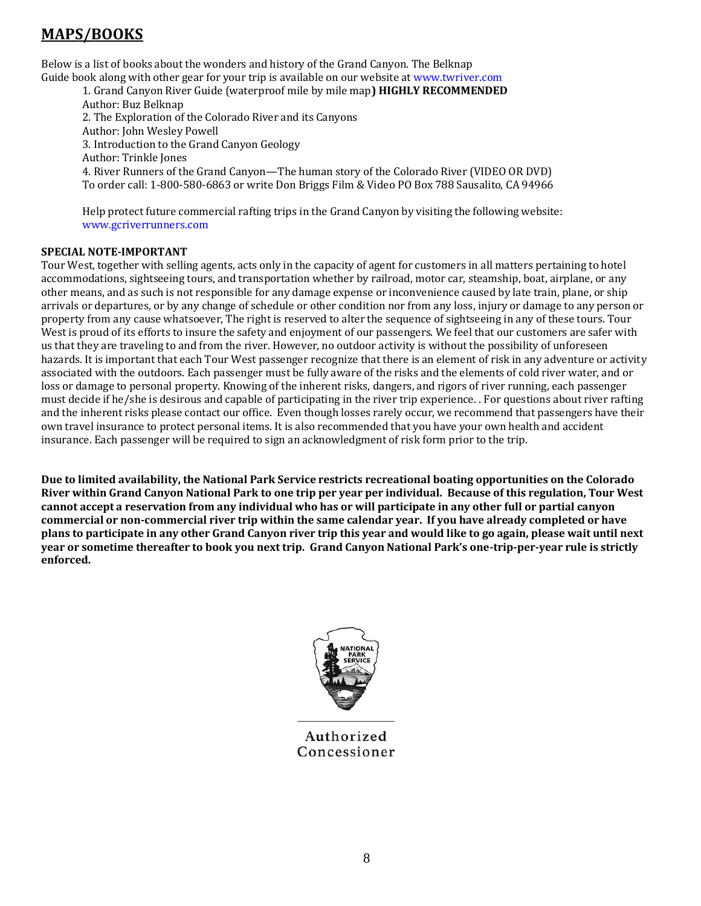## MAPS/BOOKS

Below is a list of books about the wonders and history of the Grand Canyon. The Belknap Guide book along with other gear for your trip is available on our website at www.twriver.com

1. Grand Canyon River Guide (waterproof mile by mile map**) HIGHLY RECOMMENDED**
   Author: Buz Belknap
2. The Exploration of the Colorado River and its Canyons
   Author: John Wesley Powell
3. Introduction to the Grand Canyon Geology
   Author: Trinkle Jones
4. River Runners of the Grand Canyon—The human story of the Colorado River (VIDEO OR DVD)
   To order call: 1-800-580-6863 or write Don Briggs Film & Video PO Box 788 Sausalito, CA 94966

Help protect future commercial rafting trips in the Grand Canyon by visiting the following website: www.gcriverrunners.com

**SPECIAL NOTE-IMPORTANT**

Tour West, together with selling agents, acts only in the capacity of agent for customers in all matters pertaining to hotel accommodations, sightseeing tours, and transportation whether by railroad, motor car, steamship, boat, airplane, or any other means, and as such is not responsible for any damage expense or inconvenience caused by late train, plane, or ship arrivals or departures, or by any change of schedule or other condition nor from any loss, injury or damage to any person or property from any cause whatsoever, The right is reserved to alter the sequence of sightseeing in any of these tours. Tour West is proud of its efforts to insure the safety and enjoyment of our passengers. We feel that our customers are safer with us that they are traveling to and from the river. However, no outdoor activity is without the possibility of unforeseen hazards. It is important that each Tour West passenger recognize that there is an element of risk in any adventure or activity associated with the outdoors. Each passenger must be fully aware of the risks and the elements of cold river water, and or loss or damage to personal property. Knowing of the inherent risks, dangers, and rigors of river running, each passenger must decide if he/she is desirous and capable of participating in the river trip experience. . For questions about river rafting and the inherent risks please contact our office. Even though losses rarely occur, we recommend that passengers have their own travel insurance to protect personal items. It is also recommended that you have your own health and accident insurance. Each passenger will be required to sign an acknowledgment of risk form prior to the trip.

**Due to limited availability, the National Park Service restricts recreational boating opportunities on the Colorado River within Grand Canyon National Park to one trip per year per individual. Because of this regulation, Tour West cannot accept a reservation from any individual who has or will participate in any other full or partial canyon commercial or non-commercial river trip within the same calendar year. If you have already completed or have plans to participate in any other Grand Canyon river trip this year and would like to go again, please wait until next year or sometime thereafter to book you next trip. Grand Canyon National Park's one-trip-per-year rule is strictly enforced.**

NATIONAL PARK SERVICE

Authorized Concessioner